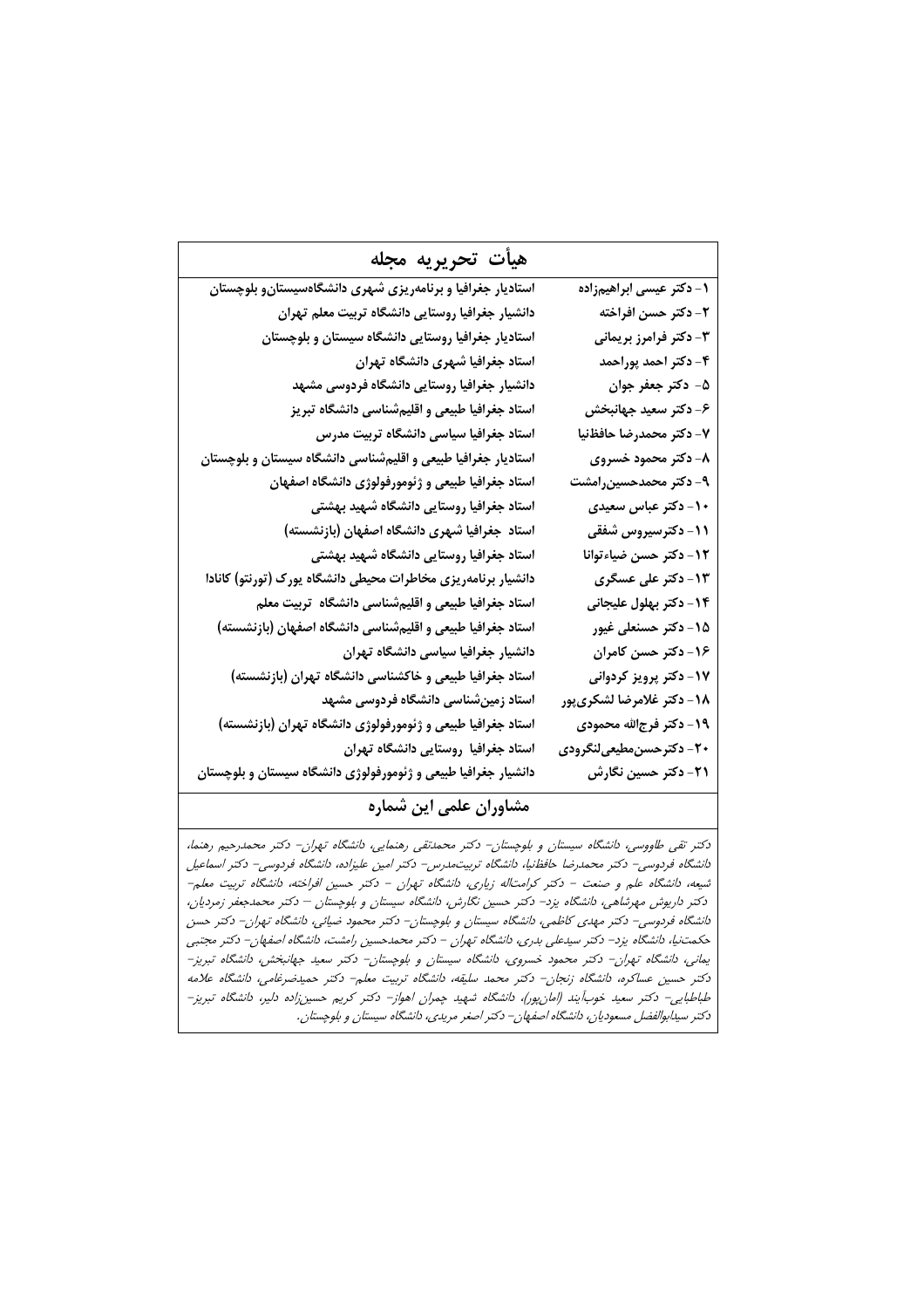## هیأت تحریریه مجله

| | |
|---|---|
| ۱- دکتر عیسی ابراهیم‌زاده | استادیار جغرافیا و برنامه‌ریزی شهری دانشگاه‌سیستان‌و بلوچستان |
| ۲- دکتر حسن افراخته | دانشیار جغرافیا روستایی دانشگاه تربیت معلم تهران |
| ۳- دکتر فرامرز بریمانی | استادیار جغرافیا روستایی دانشگاه سیستان و بلوچستان |
| ۴- دکتر احمد پوراحمد | استاد جغرافیا شهری دانشگاه تهران |
| ۵- دکتر جعفر جوان | دانشیار جغرافیا روستایی دانشگاه فردوسی مشهد |
| ۶- دکتر سعید جهانبخش | استاد جغرافیا طبیعی و اقلیم‌شناسی دانشگاه تبریز |
| ۷- دکتر محمدرضا حافظ‌نیا | استاد جغرافیا سیاسی دانشگاه تربیت مدرس |
| ۸- دکتر محمود خسروی | استادیار جغرافیا طبیعی و اقلیم‌شناسی دانشگاه سیستان و بلوچستان |
| ۹- دکتر محمدحسین‌رامشت | استاد جغرافیا طبیعی و ژئومورفولوژی دانشگاه اصفهان |
| ۱۰- دکتر عباس سعیدی | استاد جغرافیا روستایی دانشگاه شهید بهشتی |
| ۱۱- دکترسیروس شفقی | استاد جغرافیا شهری دانشگاه اصفهان (بازنشسته) |
| ۱۲- دکتر حسن ضیاءتوانا | استاد جغرافیا روستایی دانشگاه شهید بهشتی |
| ۱۳- دکتر علی عسگری | دانشیار برنامه‌ریزی مخاطرات محیطی دانشگاه یورک (تورنتو) کانادا |
| ۱۴- دکتر بهلول علیجانی | استاد جغرافیا طبیعی و اقلیم‌شناسی دانشگاه تربیت معلم |
| ۱۵- دکتر حسنعلی غیور | استاد جغرافیا طبیعی و اقلیم‌شناسی دانشگاه اصفهان (بازنشسته) |
| ۱۶- دکتر حسن کامران | دانشیار جغرافیا سیاسی دانشگاه تهران |
| ۱۷- دکتر پرویز کردوانی | استاد جغرافیا طبیعی و خاکشناسی دانشگاه تهران (بازنشسته) |
| ۱۸- دکتر غلامرضا لشکری‌پور | استاد زمین‌شناسی دانشگاه فردوسی مشهد |
| ۱۹- دکتر فرج‌الله محمودی | استاد جغرافیا طبیعی و ژئومورفولوژی دانشگاه تهران (بازنشسته) |
| ۲۰- دکترحسن‌مطیعی‌لنگرودی | استاد جغرافیا روستایی دانشگاه تهران |
| ۲۱- دکتر حسین نگارش | دانشیار جغرافیا طبیعی و ژئومورفولوژی دانشگاه سیستان و بلوچستان |

## مشاوران علمی این شماره

*دکتر تقی طاووسی، دانشگاه سیستان و بلوچستان- دکتر محمدتقی رهنمایی، دانشگاه تهران- دکتر محمدرحیم رهنما، دانشگاه فردوسی- دکتر محمدرضا حافظ‌نیا، دانشگاه تربیت‌مدرس- دکتر امین علیزاده، دانشگاه فردوسی- دکتر اسماعیل شیعه، دانشگاه علم و صنعت - دکتر کرامت‌اله زیاری، دانشگاه تهران - دکتر حسین افراخته، دانشگاه تربیت معلم- دکتر داریوش مهرشاهی، دانشگاه یزد- دکتر حسین نگارش، دانشگاه سیستان و بلوچستان – دکتر محمدجعفر زمردیان، دانشگاه فردوسی- دکتر مهدی کاظمی، دانشگاه سیستان و بلوچستان- دکتر محمود ضیائی، دانشگاه تهران- دکتر حسن حکمت‌نیا، دانشگاه یزد- دکتر سیدعلی بدری، دانشگاه تهران - دکتر محمدحسین رامشت، دانشگاه اصفهان- دکتر مجتبی یمانی، دانشگاه تهران- دکتر محمود خسروی، دانشگاه سیستان و بلوچستان- دکتر سعید جهانبخش، دانشگاه تبریز- دکتر حسین عساکره، دانشگاه زنجان- دکتر محمد سلیقه، دانشگاه تربیت معلم- دکتر حمیدضرغامی، دانشگاه علامه طباطبایی- دکتر سعید خوب‌آیند (امان‌پور)، دانشگاه شهید چمران اهواز- دکتر کریم حسین‌زاده دلیر، دانشگاه تبریز- دکتر سیدابوالفضل مسعودیان، دانشگاه اصفهان- دکتر اصغر مریدی، دانشگاه سیستان و بلوچستان.*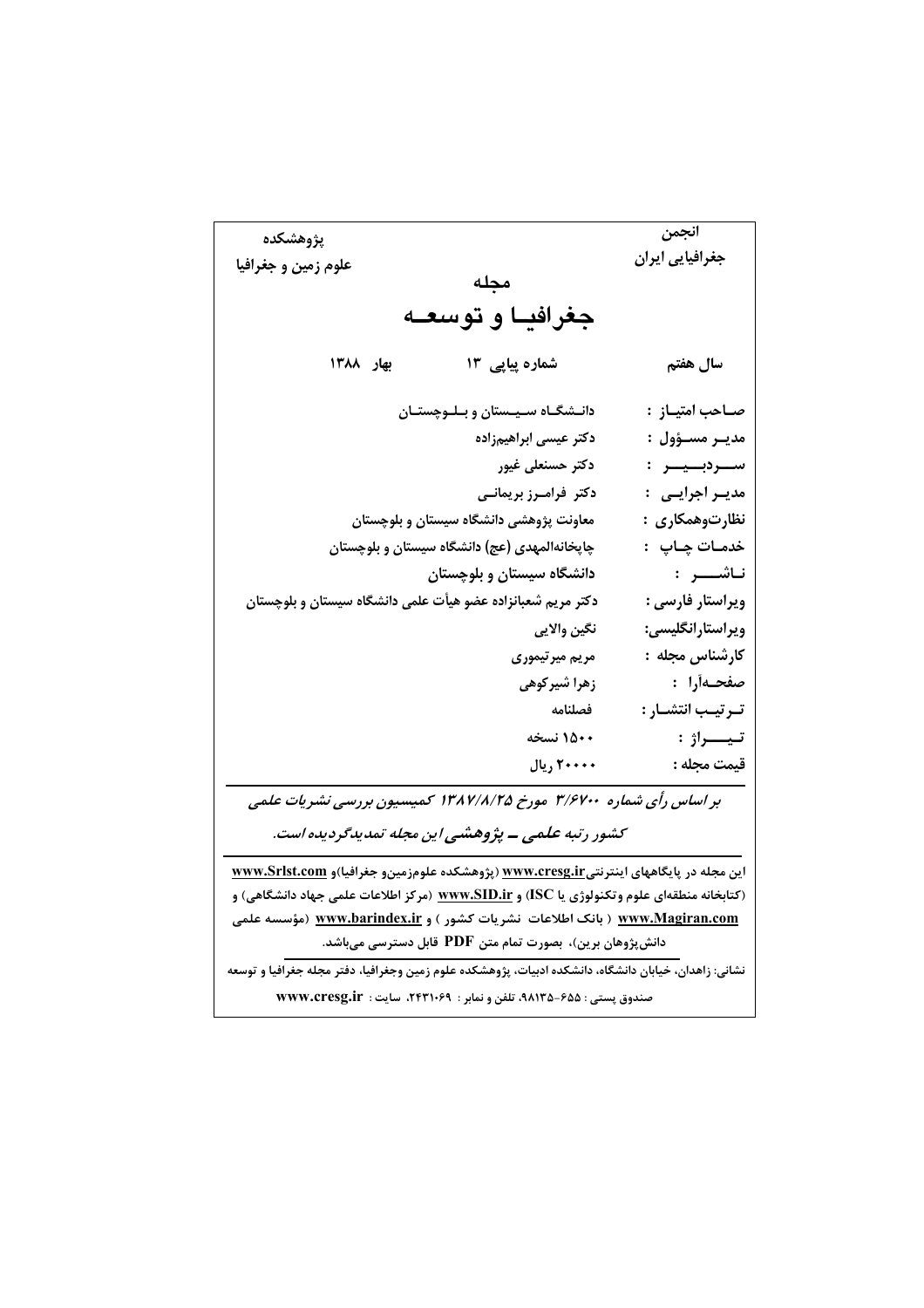انجمن
جغرافیایی ایران

پژوهشکده
علوم زمین و جغرافیا

مجله

# جغرافیـا و توسعـه

سال هفتم — شماره پیاپی ۱۳ — بهار ۱۳۸۸

صـاحب امتیـاز : دانـشگـاه سـیـستان و بـلـوچستـان

مدیـر مسـؤول : دکتر عیسی ابراهیم‌زاده

ســـردبـــیـــر : دکتر حسنعلی غیور

مدیـر اجرایـی : دکتر فرامـرز بریمانـی

نظارت‌وهمکاری : معاونت پژوهشی دانشگاه سیستان و بلوچستان

خدمـات چـاپ : چاپخانه‌المهدی (عج) دانشگاه سیستان و بلوچستان

نـاشـــر : دانشگاه سیستان و بلوچستان

ویراستار فارسی : دکتر مریم شعبانزاده عضو هیأت علمی دانشگاه سیستان و بلوچستان

ویراستارانگلیسی: نگین والایی

کارشناس مجله : مریم میرتیموری

صفحـه‌آرا : زهرا شیرکوهی

تـرتیـب انتشـار : فصلنامه

تـیــــراژ : ۱۵۰۰ نسخه

قیمت مجله : ۲۰۰۰۰ ریال

*بر اساس رأی شماره ۳/۶۷۰۰ مورخ ۱۳۸۷/۸/۲۵ کمیسیون بررسی نشریات علمی کشور رتبه **علمی ـ پژوهشی** این مجله تمدیدگردیده است.*

این مجله در پایگاههای اینترنتیwww.cresg.ir (پژوهشکده علوم‌زمین‌و جغرافیا)و www.Srlst.com (کتابخانه منطقه‌ای علوم وتکنولوژی یا ISC) و www.SID.ir (مرکز اطلاعات علمی جهاد دانشگاهی) و www.Magiran.com ( بانک اطلاعات نشریات کشور ) و www.barindex.ir (مؤسسه علمی دانش‌پژوهان برین)، بصورت تمام متن PDF قابل دسترسی می‌باشد.

نشانی: زاهدان، خیابان دانشگاه، دانشکده ادبیات، پژوهشکده علوم زمین وجغرافیا، دفتر مجله جغرافیا و توسعه

صندوق پستی : ۶۵۵-۹۸۱۳۵، تلفن و نمابر : ۲۴۳۱۰۶۹، سایت : www.cresg.ir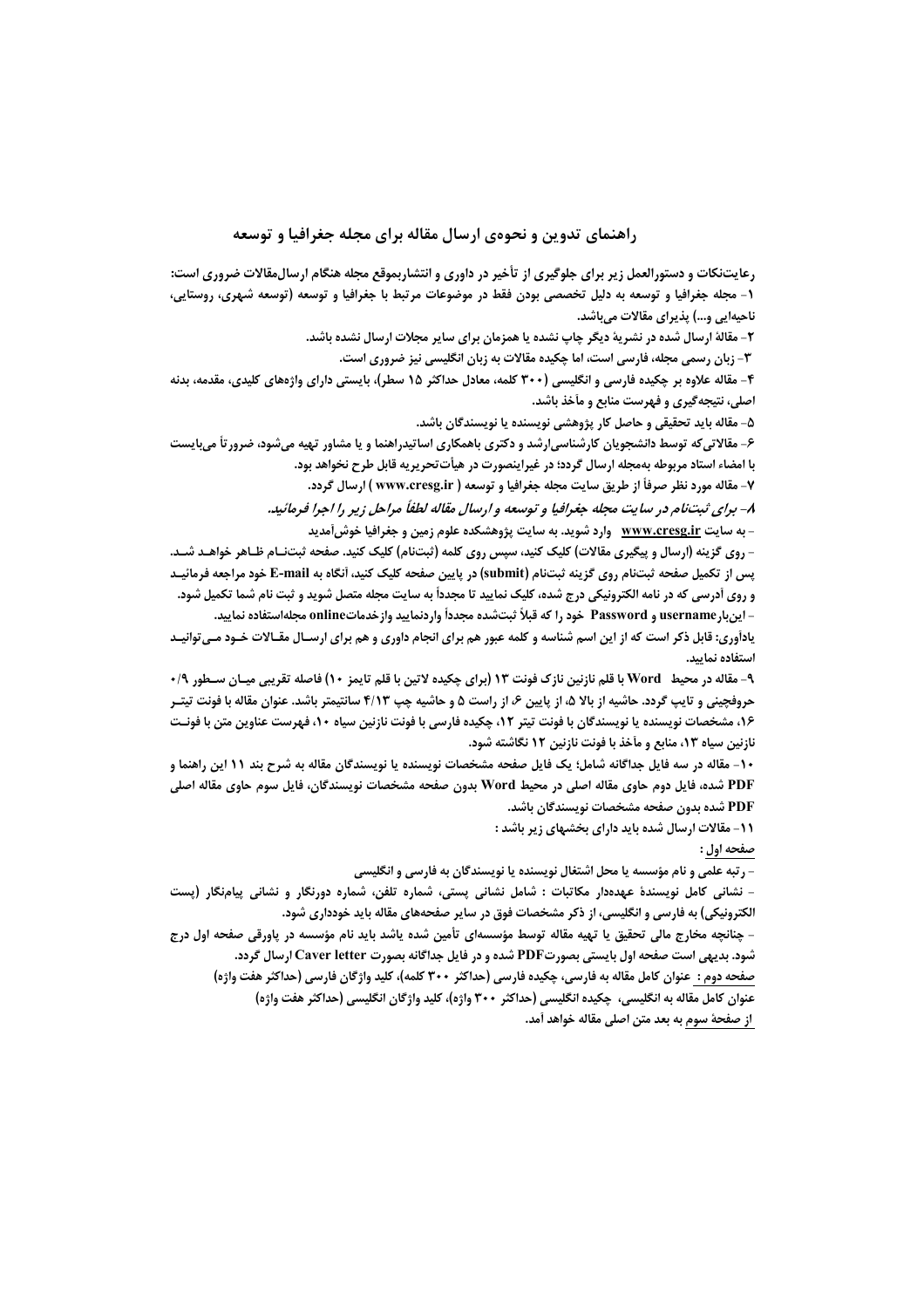## راهنمای تدوین و نحوه‌ی ارسال مقاله برای مجله جغرافیا و توسعه

**رعایت‌نکات و دستورالعمل زیر برای جلوگیری از تأخیر در داوری و انتشاربموقع مجله هنگام ارسال‌مقالات ضروری است:**

۱- مجله جغرافیا و توسعه به دلیل تخصصی بودن فقط در موضوعات مرتبط با جغرافیا و توسعه (توسعه شهری، روستایی، ناحیه‌ایی و...) پذیرای مقالات می‌باشد.

۲- مقالهٔ ارسال شده در نشریهٔ دیگر چاپ نشده یا همزمان برای سایر مجلات ارسال نشده باشد.

۳- زبان رسمی مجله، فارسی است، اما چکیده مقالات به زبان انگلیسی نیز ضروری است.

۴- مقاله علاوه بر چکیده فارسی و انگلیسی (۳۰۰ کلمه، معادل حداکثر ۱۵ سطر)، بایستی دارای واژه‌های کلیدی، مقدمه، بدنه اصلی، نتیجه‌گیری و فهرست منابع و مآخذ باشد.

۵- مقاله باید تحقیقی و حاصل کار پژوهشی نویسنده یا نویسندگان باشد.

۶- مقالاتی‌که توسط دانشجویان کارشناسی‌ارشد و دکتری باهمکاری اساتیدراهنما و یا مشاور تهیه می‌شود، ضرورتاً می‌بایست با امضاء استاد مربوطه به‌مجله ارسال گردد؛ در غیراینصورت در هیأت‌تحریریه قابل طرح نخواهد بود.

۷- مقاله مورد نظر صرفاً از طریق سایت مجله جغرافیا و توسعه ( www.cresg.ir ) ارسال گردد.

***۸- برای ثبت‌نام در سایت مجله جغرافیا و توسعه و ارسال مقاله لطفاً مراحل زیر را اجرا فرمائید.***

- به سایت www.cresg.ir وارد شوید. به سایت پژوهشکده علوم زمین و جغرافیا خوش‌آمدید
- روی گزینه (ارسال و پیگیری مقالات) کلیک کنید، سپس روی کلمه (ثبت‌نام) کلیک کنید. صفحه ثبت‌نـام ظـاهر خواهـد شـد. پس از تکمیل صفحه ثبت‌نام روی گزینه ثبت‌نام (submit) در پایین صفحه کلیک کنید، آنگاه به E-mail خود مراجعه فرمائیـد و روی آدرسی که در نامه الکترونیکی درج شده، کلیک نمایید تا مجدداً به سایت مجله متصل شوید و ثبت نام شما تکمیل شود.
- این‌بارusername و Password خود را که قبلاً ثبت‌شده مجدداً واردنمایید وازخدماتonline مجله‌استفاده نمایید.

یادآوری: قابل ذکر است که از این اسم شناسه و کلمه عبور هم برای انجام داوری و هم برای ارسـال مقـالات خـود مـی‌توانیـد استفاده نمایید.

۹- مقاله در محیط Word با قلم نازنین نازک فونت ۱۳ (برای چکیده لاتین با قلم تایمز ۱۰) فاصله تقریبی میـان سـطور ۰/۹ حروفچینی و تایپ گردد. حاشیه از بالا ۵، از پایین ۶، از راست ۵ و حاشیه چپ ۴/۱۳ سانتیمتر باشد. عنوان مقاله با فونت تیتـر ۱۶، مشخصات نویسنده یا نویسندگان با فونت تیتر ۱۲، چکیده فارسی با فونت نازنین سیاه ۱۰، فهرست عناوین متن با فونـت نازنین سیاه ۱۳، منابع و مآخذ با فونت نازنین ۱۲ نگاشته شود.

۱۰- مقاله در سه فایل جداگانه شامل؛ یک فایل صفحه مشخصات نویسنده یا نویسندگان مقاله به شرح بند ۱۱ این راهنما و PDF شده، فایل دوم حاوی مقاله اصلی در محیط Word بدون صفحه مشخصات نویسندگان، فایل سوم حاوی مقاله اصلی PDF شده بدون صفحه مشخصات نویسندگان باشد.

۱۱- مقالات ارسال شده باید دارای بخشهای زیر باشد :

صفحه اول :

- رتبه علمی و نام مؤسسه یا محل اشتغال نویسنده یا نویسندگان به فارسی و انگلیسی
- نشانی کامل نویسندهٔ عهده‌دار مکاتبات : شامل نشانی پستی، شماره تلفن، شماره دورنگار و نشانی پیام‌نگار (پست الکترونیکی) به فارسی و انگلیسی، از ذکر مشخصات فوق در سایر صفحه‌های مقاله باید خودداری شود.
- چنانچه مخارج مالی تحقیق یا تهیه مقاله توسط مؤسسه‌ای تأمین شده باشد باید نام مؤسسه در پاورقی صفحه اول درج شود. بدیهی است صفحه اول بایستی بصورتPDF شده و در فایل جداگانه بصورت Caver letter ارسال گردد.

صفحه دوم : عنوان کامل مقاله به فارسی، چکیده فارسی (حداکثر ۳۰۰ کلمه)، کلید واژگان فارسی (حداکثر هفت واژه)

عنوان کامل مقاله به انگلیسی، چکیده انگلیسی (حداکثر ۳۰۰ واژه)، کلید واژگان انگلیسی (حداکثر هفت واژه)

از صفحهٔ سوم به بعد متن اصلی مقاله خواهد آمد.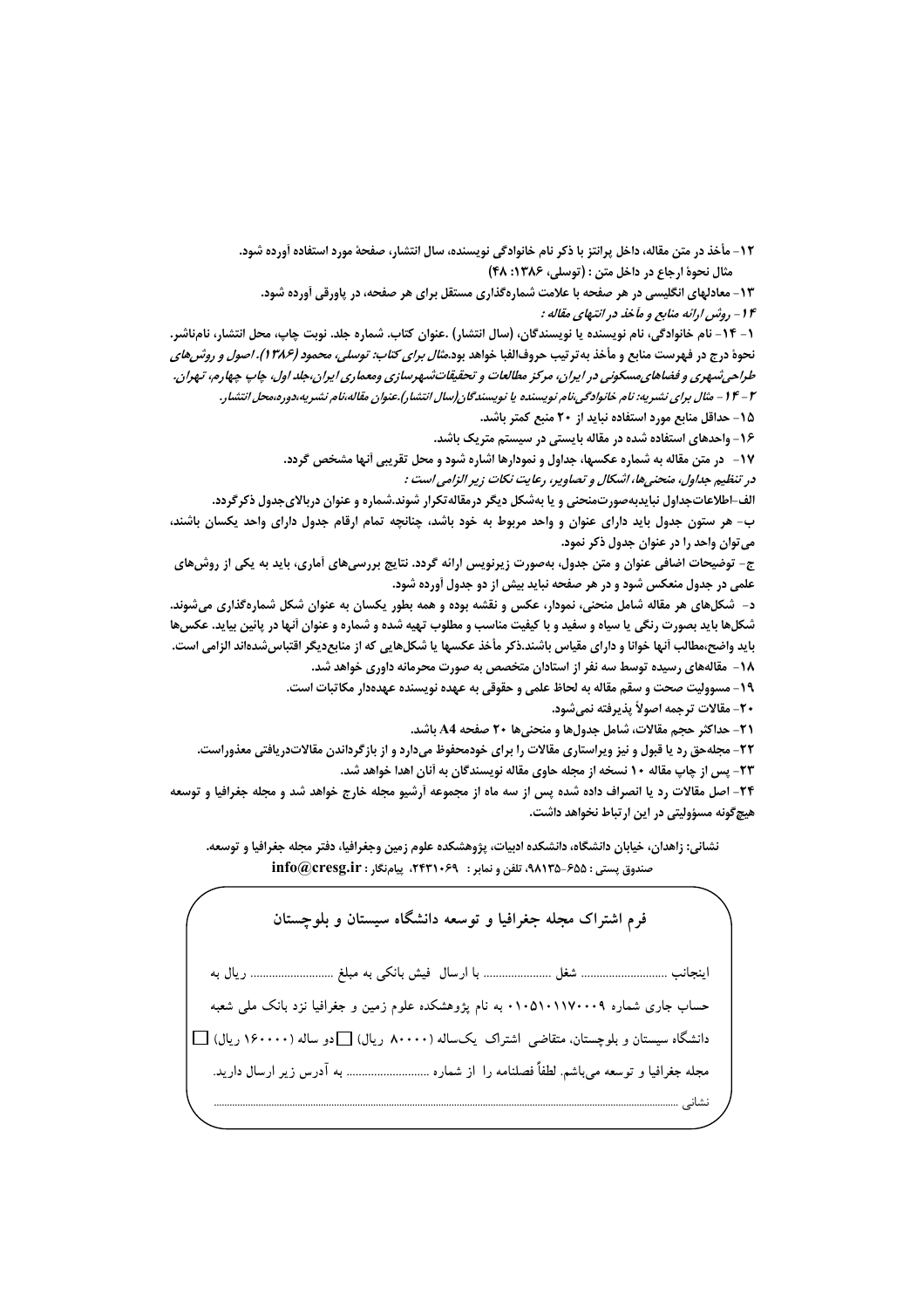۱۲- مأخذ در متن مقاله، داخل پرانتز با ذکر نام خانوادگی نویسنده، سال انتشار، صفحهٔ مورد استفاده آورده شود.

مثال نحوهٔ ارجاع در داخل متن : (توسلی، ۱۳۸۶: ۴۸)

۱۳- معادلهای انگلیسی در هر صفحه با علامت شماره‌گذاری مستقل برای هر صفحه، در پاورقی آورده شود.

*۱۴- روش ارائه منابع و مآخذ در انتهای مقاله :*

۱- ۱۴- نام خانوادگی، نام نویسنده یا نویسندگان، (سال انتشار) .عنوان کتاب. شماره جلد. نوبت چاپ، محل انتشار، نام‌ناشر. نحوهٔ درج در فهرست منابع و مأخذ به‌ترتیب حروف‌الفبا خواهد بود.*مثال برای کتاب: توسلی، محمود (۱۳۸۶). اصول و روش‌های طراحی‌شهری و فضاهای‌مسکونی در ایران، مرکز مطالعات و تحقیقات‌شهرسازی ومعماری ایران،جلد اول، چاپ چهارم، تهران.*

*۲- ۱۴- مثال برای نشریه: نام خانوادگی،نام نویسنده یا نویسندگان(سال انتشار).عنوان مقاله،نام نشریه،دوره،محل انتشار.*

۱۵- حداقل منابع مورد استفاده نباید از ۲۰ منبع کمتر باشد.

۱۶- واحدهای استفاده شده در مقاله بایستی در سیستم متریک باشد.

۱۷- در متن مقاله به شماره عکسها، جداول و نمودارها اشاره شود و محل تقریبی آنها مشخص گردد.

*در تنظیم جداول، منحنی‌ها، اشکال و تصاویر، رعایت نکات زیر الزامی است :*

الف-اطلاعات‌جداول نبایدبه‌صورت‌منحنی و یا به‌شکل دیگر درمقاله‌تکرار شوند.شماره و عنوان دربالای‌جدول ذکرگردد.

ب- هر ستون جدول باید دارای عنوان و واحد مربوط به خود باشد، چنانچه تمام ارقام جدول دارای واحد یکسان باشند، می‌توان واحد را در عنوان جدول ذکر نمود.

ج- توضیحات اضافی عنوان و متن جدول، به‌صورت زیرنویس ارائه گردد. نتایج بررسی‌های آماری، باید به یکی از روش‌های علمی در جدول منعکس شود و در هر صفحه نباید بیش از دو جدول آورده شود.

د- شکل‌های هر مقاله شامل منحنی، نمودار، عکس و نقشه بوده و همه بطور یکسان به عنوان شکل شماره‌گذاری می‌شوند. شکل‌ها باید بصورت رنگی یا سیاه و سفید و با کیفیت مناسب و مطلوب تهیه شده و شماره و عنوان آنها در پائین بیاید. عکس‌ها باید واضح،مطالب آنها خوانا و دارای مقیاس باشند.ذکر مأخذ عکسها یا شکل‌هایی که از منابع‌دیگر اقتباس‌شده‌اند الزامی است.

۱۸- مقاله‌های رسیده توسط سه نفر از استادان متخصص به صورت محرمانه داوری خواهد شد.

۱۹- مسوولیت صحت و سقم مقاله به لحاظ علمی و حقوقی به عهده نویسنده عهده‌دار مکاتبات است.

۲۰- مقالات ترجمه اصولاً پذیرفته نمی‌شود.

۲۱- حداکثر حجم مقالات، شامل جدول‌ها و منحنی‌ها ۲۰ صفحه A4 باشد.

۲۲- مجله‌حق رد یا قبول و نیز ویراستاری مقالات را برای خودمحفوظ می‌دارد و از بازگرداندن مقالات‌دریافتی معذوراست.

۲۳- پس از چاپ مقاله ۱۰ نسخه از مجله حاوی مقاله نویسندگان به آنان اهدا خواهد شد.

۲۴- اصل مقالات رد یا انصراف داده شده پس از سه ماه از مجموعه آرشیو مجله خارج خواهد شد و مجله جغرافیا و توسعه هیچ‌گونه مسؤولیتی در این ارتباط نخواهد داشت.

نشانی: زاهدان، خیابان دانشگاه، دانشکده ادبیات، پژوهشکده علوم زمین وجغرافیا، دفتر مجله جغرافیا و توسعه.

صندوق پستی : ۶۵۵-۹۸۱۳۵، تلفن و نمابر : ۲۴۳۱۰۶۹، پیام‌نگار : info@cresg.ir

## فرم اشتراک مجله جغرافیا و توسعه دانشگاه سیستان و بلوچستان

اینجانب ............................ شغل ...................... با ارسال فیش بانکی به مبلغ ........................ ریال به حساب جاری شماره ۰۱۰۵۱۰۱۱۷۰۰۰۹ به نام پژوهشکده علوم زمین و جغرافیا نزد بانک ملی شعبه دانشگاه سیستان و بلوچستان، متقاضی اشتراک یکساله (۸۰۰۰۰ ریال) ☐ دو ساله (۱۶۰۰۰۰ ریال) ☐ مجله جغرافیا و توسعه می‌باشم. لطفاً فصلنامه را از شماره ........................ به آدرس زیر ارسال دارید.

نشانی ..................................................................................................................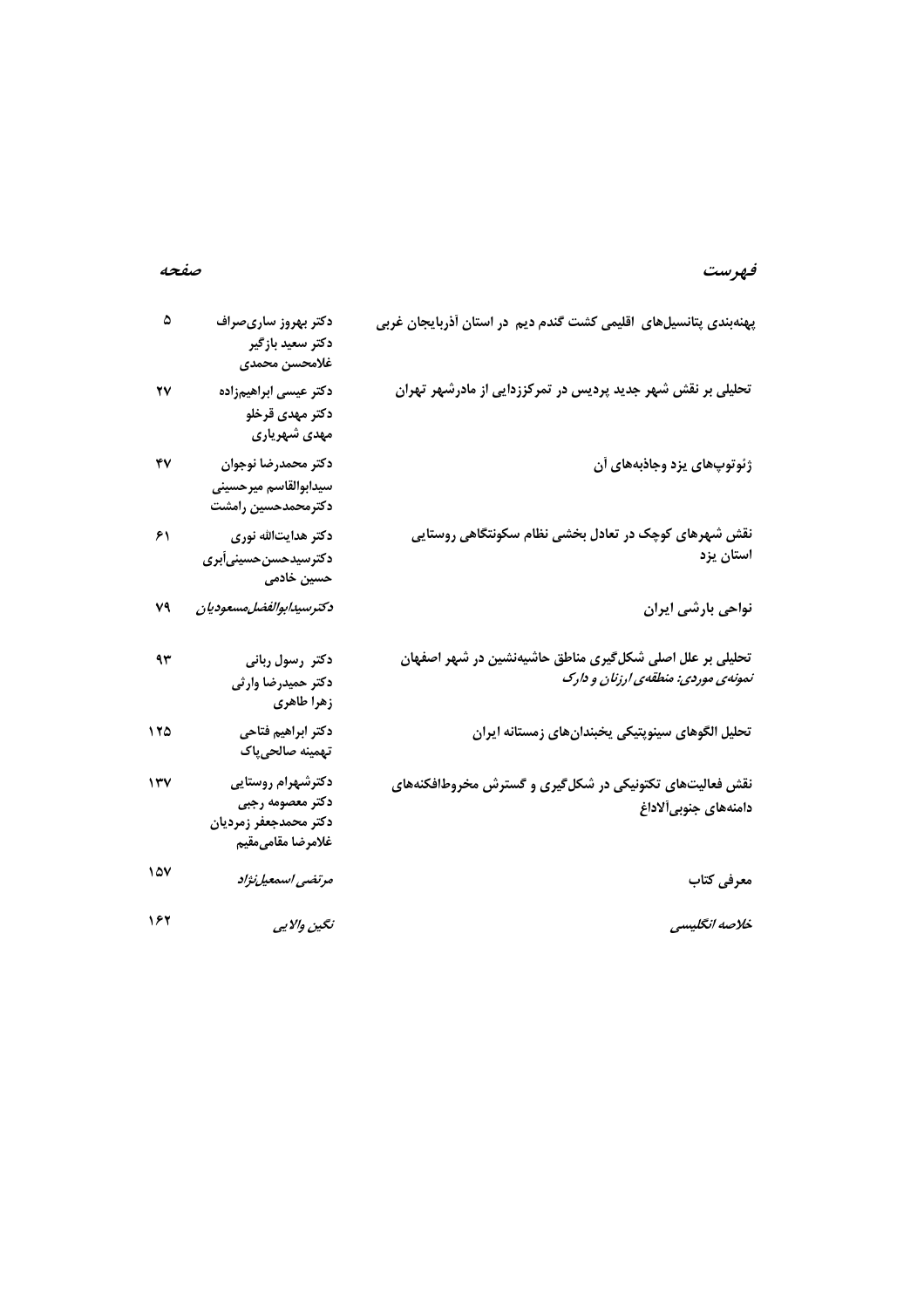| *فهرست* | | *صفحه* |
|---|---|---|
| پهنه‌بندی پتانسیل‌های اقلیمی کشت گندم دیم در استان آذربایجان غربی | دکتر بهروز ساری‌صراف<br>دکتر سعید بازگیر<br>غلامحسن محمدی | ۵ |
| تحلیلی بر نقش شهر جدید پردیس در تمرکززدایی از مادرشهر تهران | دکتر عیسی ابراهیم‌زاده<br>دکتر مهدی قرخلو<br>مهدی شهریاری | ۲۷ |
| ژئوتوپ‌های یزد وجاذبه‌های آن | دکتر محمدرضا نوجوان<br>سیدابوالقاسم میرحسینی<br>دکترمحمدحسین رامشت | ۴۷ |
| نقش شهرهای کوچک در تعادل بخشی نظام سکونتگاهی روستایی استان یزد | دکتر هدایت‌الله نوری<br>دکترسیدحسن حسینی‌أبری<br>حسین خادمی | ۶۱ |
| نواحی بارشی ایران | *دکترسیدابوالفضل‌مسعودیان* | ۷۹ |
| تحلیلی بر علل اصلی شکل‌گیری مناطق حاشیه‌نشین در شهر اصفهان<br>*نمونه‌ی موردی: منطقه‌ی ارزنان و دارک* | دکتر رسول ربانی<br>دکتر حمیدرضا وارثی<br>زهرا طاهری | ۹۳ |
| تحلیل الگوهای سینوپتیکی یخبندان‌های زمستانه ایران | دکتر ابراهیم فتاحی<br>تهمینه صالحی‌پاک | ۱۲۵ |
| نقش فعالیت‌های تکتونیکی در شکل‌گیری و گسترش مخروط‌افکنه‌های دامنه‌های جنوبی‌آلاداغ | دکترشهرام روستایی<br>دکتر معصومه رجبی<br>دکتر محمدجعفر زمردیان<br>غلامرضا مقامی‌مقیم | ۱۳۷ |
| معرفی کتاب | *مرتضی اسمعیل‌نژاد* | ۱۵۷ |
| *خلاصه انگلیسی* | *نگین والایی* | ۱۶۲ |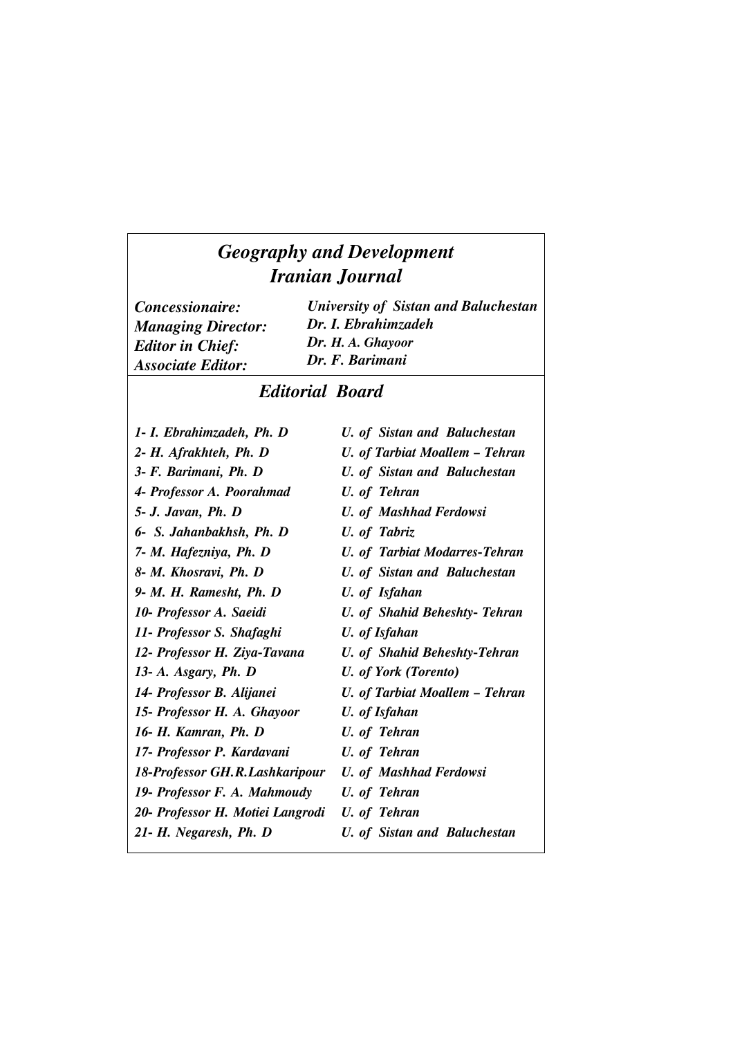# *Geography and Development*
# *Iranian Journal*

| | |
|---|---|
| ***Concessionaire:*** | ***University of Sistan and Baluchestan*** |
| ***Managing Director:*** | ***Dr. I. Ebrahimzadeh*** |
| ***Editor in Chief:*** | ***Dr. H. A. Ghayoor*** |
| ***Associate Editor:*** | ***Dr. F. Barimani*** |

## *Editorial Board*

| | |
|---|---|
| *1- I. Ebrahimzadeh, Ph. D* | *U. of Sistan and Baluchestan* |
| *2- H. Afrakhteh, Ph. D* | *U. of Tarbiat Moallem – Tehran* |
| *3- F. Barimani, Ph. D* | *U. of Sistan and Baluchestan* |
| *4- Professor A. Poorahmad* | *U. of Tehran* |
| *5- J. Javan, Ph. D* | *U. of Mashhad Ferdowsi* |
| *6- S. Jahanbakhsh, Ph. D* | *U. of Tabriz* |
| *7- M. Hafezniya, Ph. D* | *U. of Tarbiat Modarres-Tehran* |
| *8- M. Khosravi, Ph. D* | *U. of Sistan and Baluchestan* |
| *9- M. H. Ramesht, Ph. D* | *U. of Isfahan* |
| *10- Professor A. Saeidi* | *U. of Shahid Beheshty- Tehran* |
| *11- Professor S. Shafaghi* | *U. of Isfahan* |
| *12- Professor H. Ziya-Tavana* | *U. of Shahid Beheshty-Tehran* |
| *13- A. Asgary, Ph. D* | *U. of York (Torento)* |
| *14- Professor B. Alijanei* | *U. of Tarbiat Moallem – Tehran* |
| *15- Professor H. A. Ghayoor* | *U. of Isfahan* |
| *16- H. Kamran, Ph. D* | *U. of Tehran* |
| *17- Professor P. Kardavani* | *U. of Tehran* |
| *18-Professor GH.R.Lashkaripour* | *U. of Mashhad Ferdowsi* |
| *19- Professor F. A. Mahmoudy* | *U. of Tehran* |
| *20- Professor H. Motiei Langrodi* | *U. of Tehran* |
| *21- H. Negaresh, Ph. D* | *U. of Sistan and Baluchestan* |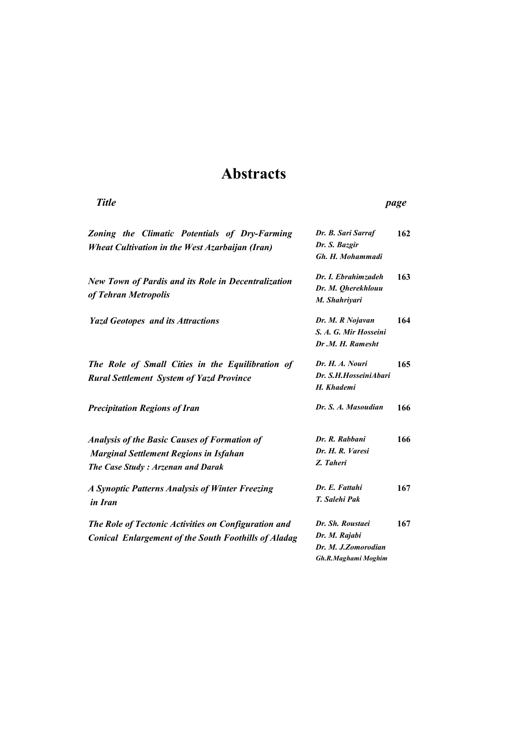# Abstracts

| *Title* | | *page* |
|---|---|---|
| ***Zoning the Climatic Potentials of Dry-Farming Wheat Cultivation in the West Azarbaijan (Iran)*** | ***Dr. B. Sari Sarraf*** ***Dr. S. Bazgir*** ***Gh. H. Mohammadi*** | **162** |
| ***New Town of Pardis and its Role in Decentralization of Tehran Metropolis*** | ***Dr. I. Ebrahimzadeh*** ***Dr. M. Qherekhlouu*** ***M. Shahriyari*** | **163** |
| ***Yazd Geotopes and its Attractions*** | ***Dr. M. R Nojavan*** ***S. A. G. Mir Hosseini*** ***Dr .M. H. Ramesht*** | **164** |
| ***The Role of Small Cities in the Equilibration of Rural Settlement System of Yazd Province*** | ***Dr. H. A. Nouri*** ***Dr. S.H.HosseiniAbari*** ***H. Khademi*** | **165** |
| ***Precipitation Regions of Iran*** | ***Dr. S. A. Masoudian*** | **166** |
| ***Analysis of the Basic Causes of Formation of Marginal Settlement Regions in Isfahan The Case Study : Arzenan and Darak*** | ***Dr. R. Rabbani*** ***Dr. H. R. Varesi*** ***Z. Taheri*** | **166** |
| ***A Synoptic Patterns Analysis of Winter Freezing in Iran*** | ***Dr. E. Fattahi*** ***T. Salehi Pak*** | **167** |
| ***The Role of Tectonic Activities on Configuration and Conical Enlargement of the South Foothills of Aladag*** | ***Dr. Sh. Roustaei*** ***Dr. M. Rajabi*** ***Dr. M. J.Zomorodian*** ***Gh.R.Maghami Moghim*** | **167** |